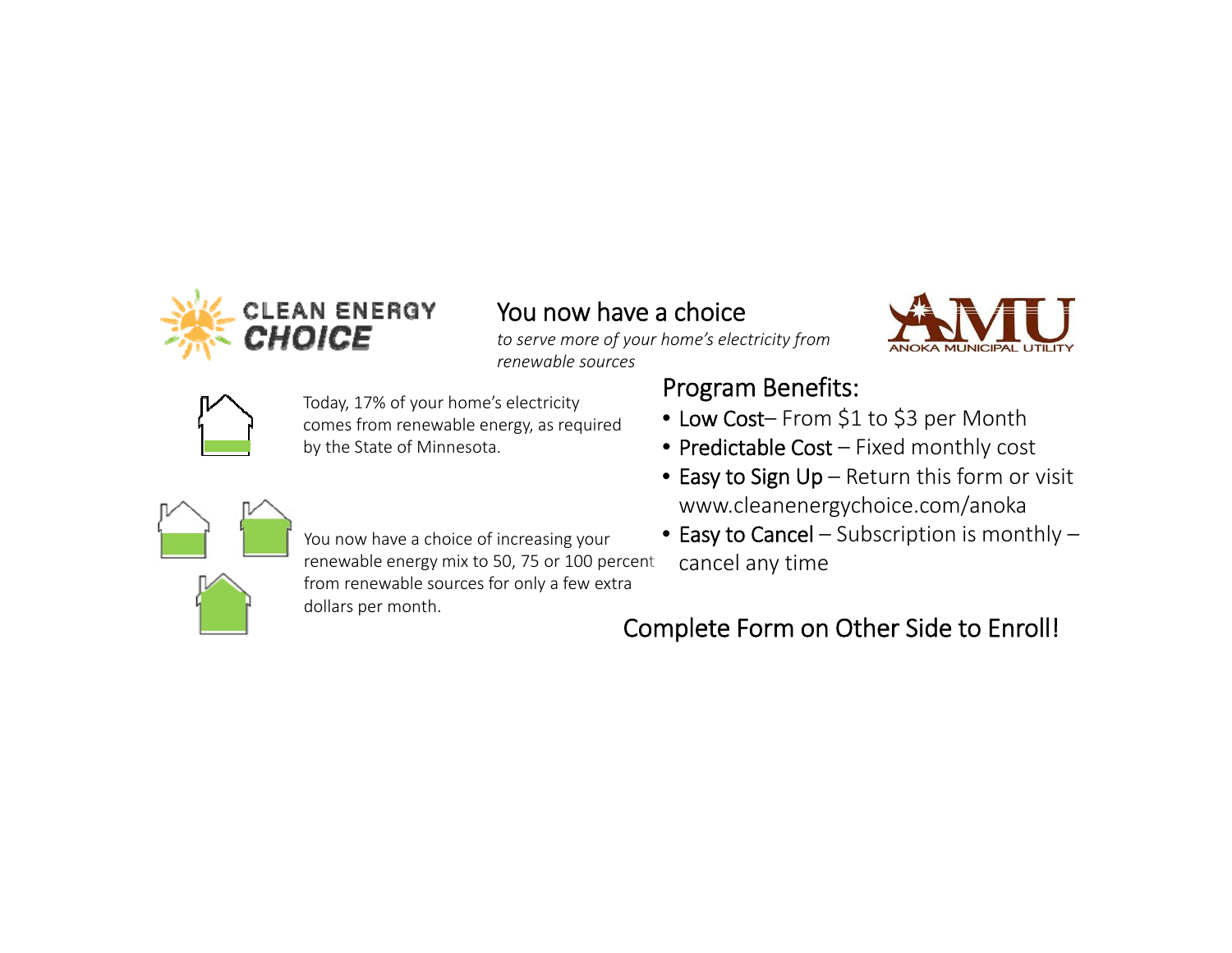CLEAN ENERGY CHOICE

## You now have a choice

*to serve more of your home's electricity from renewable sources*

AMU ANOKA MUNICIPAL UTILITY

Today, 17% of your home's electricity comes from renewable energy, as required by the State of Minnesota.

You now have a choice of increasing your renewable energy mix to 50, 75 or 100 percent from renewable sources for only a few extra dollars per month.

## Program Benefits:

- Low Cost– From $1 to $3 per Month
- Predictable Cost – Fixed monthly cost
- Easy to Sign Up – Return this form or visit www.cleanenergychoice.com/anoka
- Easy to Cancel – Subscription is monthly – cancel any time

## Complete Form on Other Side to Enroll!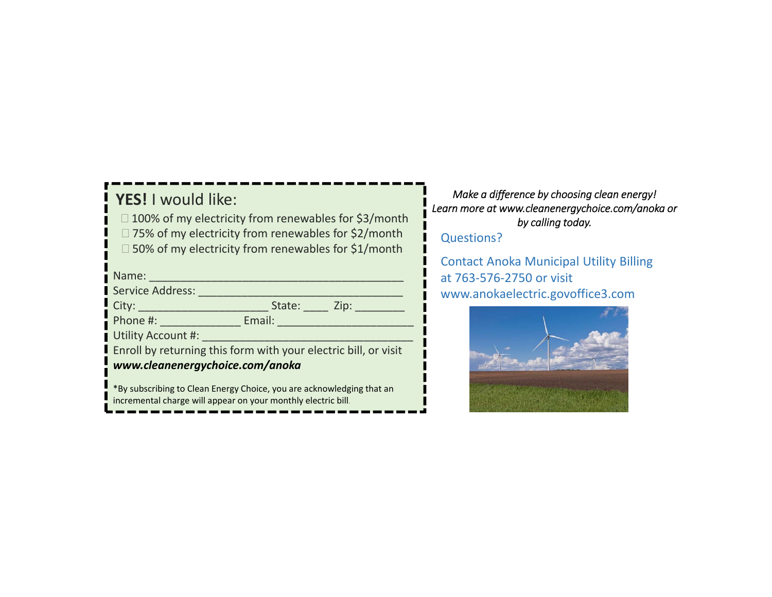**YES!** I would like:

- ☐ 100% of my electricity from renewables for $3/month
- ☐ 75% of my electricity from renewables for $2/month
- ☐ 50% of my electricity from renewables for $1/month

Name: ________________________________________

Service Address: ________________________________

City: _____________________ State: ____ Zip: ________

Phone #: _____________ Email: ______________________

Utility Account #: _________________________________

Enroll by returning this form with your electric bill, or visit ***www.cleanenergychoice.com/anoka***

*By subscribing to Clean Energy Choice, you are acknowledging that an incremental charge will appear on your monthly electric bill.

*Make a difference by choosing clean energy!*
*Learn more at www.cleanenergychoice.com/anoka or by calling today.*

Questions?

Contact Anoka Municipal Utility Billing at 763-576-2750 or visit www.anokaelectric.govoffice3.com